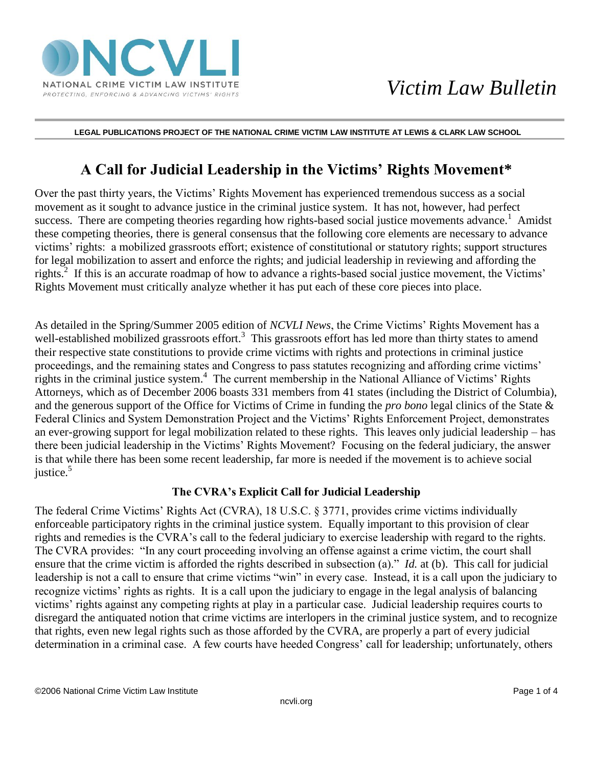NATIONAL CRIME VICTIM LAW INSTITUTE

*PROTECTING, ENFORCING & ADVANCING VICTIMS' RIGHTS*

*Victim Law Bulletin*

**LEGAL PUBLICATIONS PROJECT OF THE NATIONAL CRIME VICTIM LAW INSTITUTE AT LEWIS & CLARK LAW SCHOOL**

# A Call for Judicial Leadership in the Victims' Rights Movement*

Over the past thirty years, the Victims' Rights Movement has experienced tremendous success as a social movement as it sought to advance justice in the criminal justice system. It has not, however, had perfect success. There are competing theories regarding how rights-based social justice movements advance.[1] Amidst these competing theories, there is general consensus that the following core elements are necessary to advance victims' rights: a mobilized grassroots effort; existence of constitutional or statutory rights; support structures for legal mobilization to assert and enforce the rights; and judicial leadership in reviewing and affording the rights.[2] If this is an accurate roadmap of how to advance a rights-based social justice movement, the Victims' Rights Movement must critically analyze whether it has put each of these core pieces into place.

As detailed in the Spring/Summer 2005 edition of *NCVLI News*, the Crime Victims' Rights Movement has a well-established mobilized grassroots effort.[3] This grassroots effort has led more than thirty states to amend their respective state constitutions to provide crime victims with rights and protections in criminal justice proceedings, and the remaining states and Congress to pass statutes recognizing and affording crime victims' rights in the criminal justice system.[4] The current membership in the National Alliance of Victims' Rights Attorneys, which as of December 2006 boasts 331 members from 41 states (including the District of Columbia), and the generous support of the Office for Victims of Crime in funding the *pro bono* legal clinics of the State & Federal Clinics and System Demonstration Project and the Victims' Rights Enforcement Project, demonstrates an ever-growing support for legal mobilization related to these rights. This leaves only judicial leadership – has there been judicial leadership in the Victims' Rights Movement? Focusing on the federal judiciary, the answer is that while there has been some recent leadership, far more is needed if the movement is to achieve social justice.[5]

### The CVRA's Explicit Call for Judicial Leadership

The federal Crime Victims' Rights Act (CVRA), 18 U.S.C. § 3771, provides crime victims individually enforceable participatory rights in the criminal justice system. Equally important to this provision of clear rights and remedies is the CVRA's call to the federal judiciary to exercise leadership with regard to the rights. The CVRA provides: "In any court proceeding involving an offense against a crime victim, the court shall ensure that the crime victim is afforded the rights described in subsection (a)." *Id.* at (b). This call for judicial leadership is not a call to ensure that crime victims "win" in every case. Instead, it is a call upon the judiciary to recognize victims' rights as rights. It is a call upon the judiciary to engage in the legal analysis of balancing victims' rights against any competing rights at play in a particular case. Judicial leadership requires courts to disregard the antiquated notion that crime victims are interlopers in the criminal justice system, and to recognize that rights, even new legal rights such as those afforded by the CVRA, are properly a part of every judicial determination in a criminal case. A few courts have heeded Congress' call for leadership; unfortunately, others

©2006 National Crime Victim Law Institute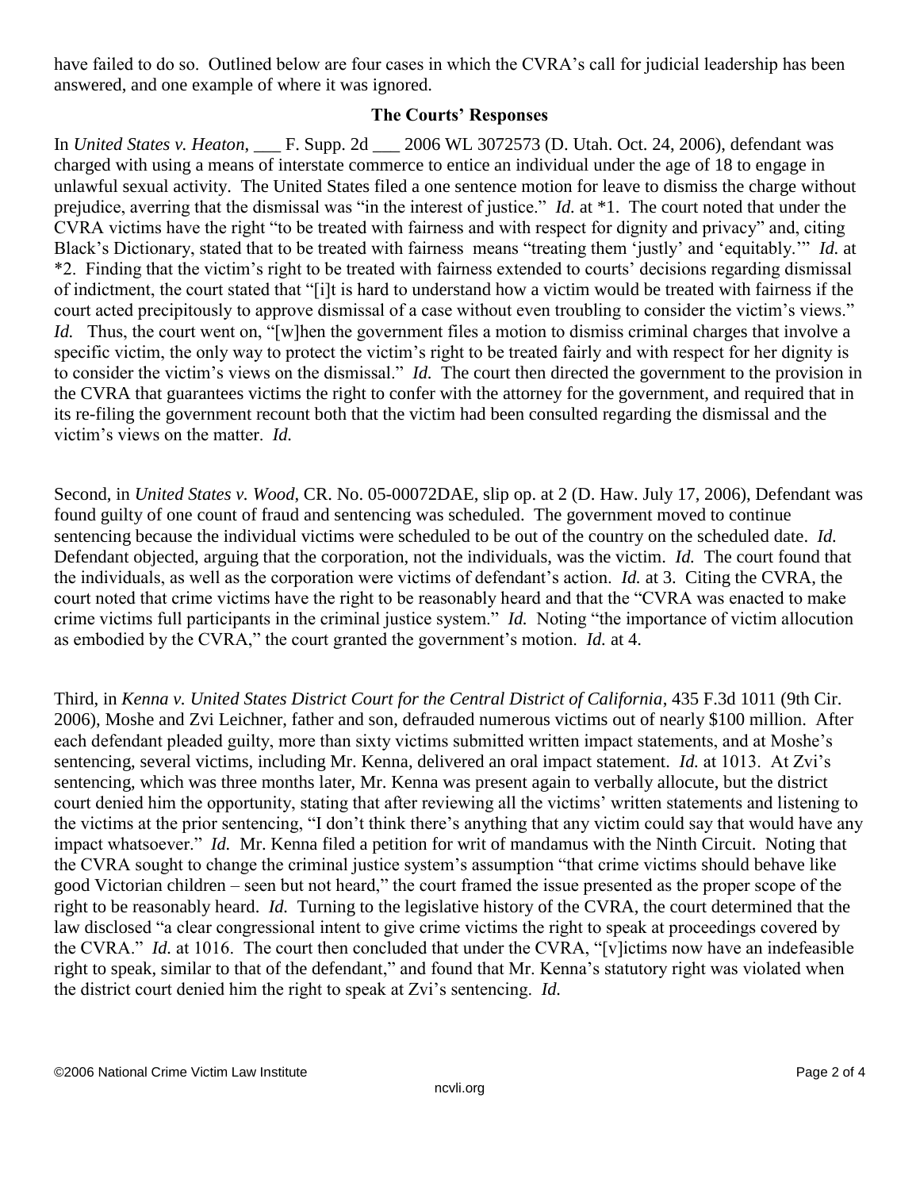have failed to do so. Outlined below are four cases in which the CVRA's call for judicial leadership has been answered, and one example of where it was ignored.

## The Courts' Responses

In *United States v. Heaton*, ___ F. Supp. 2d ___ 2006 WL 3072573 (D. Utah. Oct. 24, 2006), defendant was charged with using a means of interstate commerce to entice an individual under the age of 18 to engage in unlawful sexual activity. The United States filed a one sentence motion for leave to dismiss the charge without prejudice, averring that the dismissal was "in the interest of justice." *Id.* at *1. The court noted that under the CVRA victims have the right "to be treated with fairness and with respect for dignity and privacy" and, citing Black's Dictionary, stated that to be treated with fairness means "treating them 'justly' and 'equitably.'" *Id.* at *2. Finding that the victim's right to be treated with fairness extended to courts' decisions regarding dismissal of indictment, the court stated that "[i]t is hard to understand how a victim would be treated with fairness if the court acted precipitously to approve dismissal of a case without even troubling to consider the victim's views." *Id.* Thus, the court went on, "[w]hen the government files a motion to dismiss criminal charges that involve a specific victim, the only way to protect the victim's right to be treated fairly and with respect for her dignity is to consider the victim's views on the dismissal." *Id.* The court then directed the government to the provision in the CVRA that guarantees victims the right to confer with the attorney for the government, and required that in its re-filing the government recount both that the victim had been consulted regarding the dismissal and the victim's views on the matter. *Id.*

Second, in *United States v. Wood*, CR. No. 05-00072DAE, slip op. at 2 (D. Haw. July 17, 2006), Defendant was found guilty of one count of fraud and sentencing was scheduled. The government moved to continue sentencing because the individual victims were scheduled to be out of the country on the scheduled date. *Id.* Defendant objected, arguing that the corporation, not the individuals, was the victim. *Id.* The court found that the individuals, as well as the corporation were victims of defendant's action. *Id.* at 3. Citing the CVRA, the court noted that crime victims have the right to be reasonably heard and that the "CVRA was enacted to make crime victims full participants in the criminal justice system." *Id.* Noting "the importance of victim allocution as embodied by the CVRA," the court granted the government's motion. *Id.* at 4.

Third, in *Kenna v. United States District Court for the Central District of California*, 435 F.3d 1011 (9th Cir. 2006), Moshe and Zvi Leichner, father and son, defrauded numerous victims out of nearly $100 million. After each defendant pleaded guilty, more than sixty victims submitted written impact statements, and at Moshe's sentencing, several victims, including Mr. Kenna, delivered an oral impact statement. *Id.* at 1013. At Zvi's sentencing, which was three months later, Mr. Kenna was present again to verbally allocute, but the district court denied him the opportunity, stating that after reviewing all the victims' written statements and listening to the victims at the prior sentencing, "I don't think there's anything that any victim could say that would have any impact whatsoever." *Id.* Mr. Kenna filed a petition for writ of mandamus with the Ninth Circuit. Noting that the CVRA sought to change the criminal justice system's assumption "that crime victims should behave like good Victorian children – seen but not heard," the court framed the issue presented as the proper scope of the right to be reasonably heard. *Id.* Turning to the legislative history of the CVRA, the court determined that the law disclosed "a clear congressional intent to give crime victims the right to speak at proceedings covered by the CVRA." *Id.* at 1016. The court then concluded that under the CVRA, "[v]ictims now have an indefeasible right to speak, similar to that of the defendant," and found that Mr. Kenna's statutory right was violated when the district court denied him the right to speak at Zvi's sentencing. *Id.*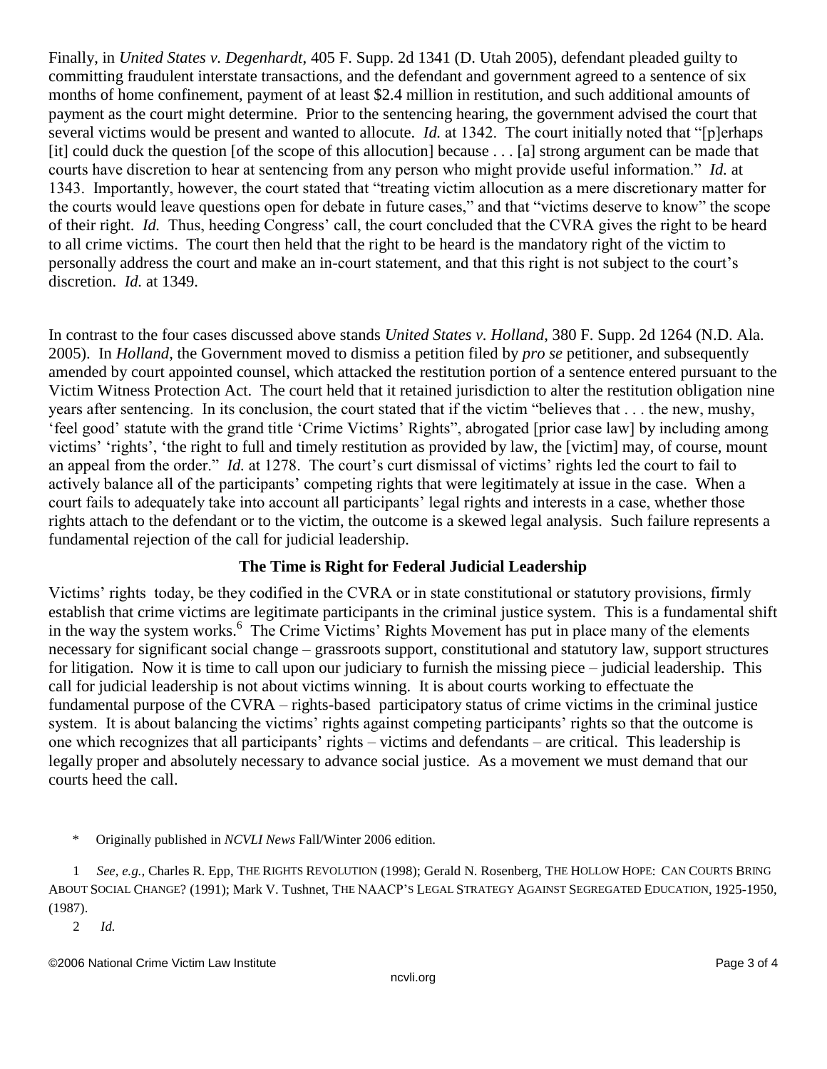Finally, in *United States v. Degenhardt*, 405 F. Supp. 2d 1341 (D. Utah 2005), defendant pleaded guilty to committing fraudulent interstate transactions, and the defendant and government agreed to a sentence of six months of home confinement, payment of at least $2.4 million in restitution, and such additional amounts of payment as the court might determine. Prior to the sentencing hearing, the government advised the court that several victims would be present and wanted to allocute. *Id.* at 1342. The court initially noted that "[p]erhaps [it] could duck the question [of the scope of this allocution] because . . . [a] strong argument can be made that courts have discretion to hear at sentencing from any person who might provide useful information." *Id.* at 1343. Importantly, however, the court stated that "treating victim allocution as a mere discretionary matter for the courts would leave questions open for debate in future cases," and that "victims deserve to know" the scope of their right. *Id.* Thus, heeding Congress' call, the court concluded that the CVRA gives the right to be heard to all crime victims. The court then held that the right to be heard is the mandatory right of the victim to personally address the court and make an in-court statement, and that this right is not subject to the court's discretion. *Id.* at 1349.

In contrast to the four cases discussed above stands *United States v. Holland*, 380 F. Supp. 2d 1264 (N.D. Ala. 2005). In *Holland*, the Government moved to dismiss a petition filed by *pro se* petitioner, and subsequently amended by court appointed counsel, which attacked the restitution portion of a sentence entered pursuant to the Victim Witness Protection Act. The court held that it retained jurisdiction to alter the restitution obligation nine years after sentencing. In its conclusion, the court stated that if the victim "believes that . . . the new, mushy, 'feel good' statute with the grand title 'Crime Victims' Rights", abrogated [prior case law] by including among victims' 'rights', 'the right to full and timely restitution as provided by law, the [victim] may, of course, mount an appeal from the order." *Id.* at 1278. The court's curt dismissal of victims' rights led the court to fail to actively balance all of the participants' competing rights that were legitimately at issue in the case. When a court fails to adequately take into account all participants' legal rights and interests in a case, whether those rights attach to the defendant or to the victim, the outcome is a skewed legal analysis. Such failure represents a fundamental rejection of the call for judicial leadership.

## The Time is Right for Federal Judicial Leadership

Victims' rights today, be they codified in the CVRA or in state constitutional or statutory provisions, firmly establish that crime victims are legitimate participants in the criminal justice system. This is a fundamental shift in the way the system works.[6] The Crime Victims' Rights Movement has put in place many of the elements necessary for significant social change – grassroots support, constitutional and statutory law, support structures for litigation. Now it is time to call upon our judiciary to furnish the missing piece – judicial leadership. This call for judicial leadership is not about victims winning. It is about courts working to effectuate the fundamental purpose of the CVRA – rights-based participatory status of crime victims in the criminal justice system. It is about balancing the victims' rights against competing participants' rights so that the outcome is one which recognizes that all participants' rights – victims and defendants – are critical. This leadership is legally proper and absolutely necessary to advance social justice. As a movement we must demand that our courts heed the call.

\* Originally published in *NCVLI News* Fall/Winter 2006 edition.

1 *See, e.g.,* Charles R. Epp, THE RIGHTS REVOLUTION (1998); Gerald N. Rosenberg, THE HOLLOW HOPE: CAN COURTS BRING ABOUT SOCIAL CHANGE? (1991); Mark V. Tushnet, THE NAACP'S LEGAL STRATEGY AGAINST SEGREGATED EDUCATION, 1925-1950, (1987).

2 *Id.*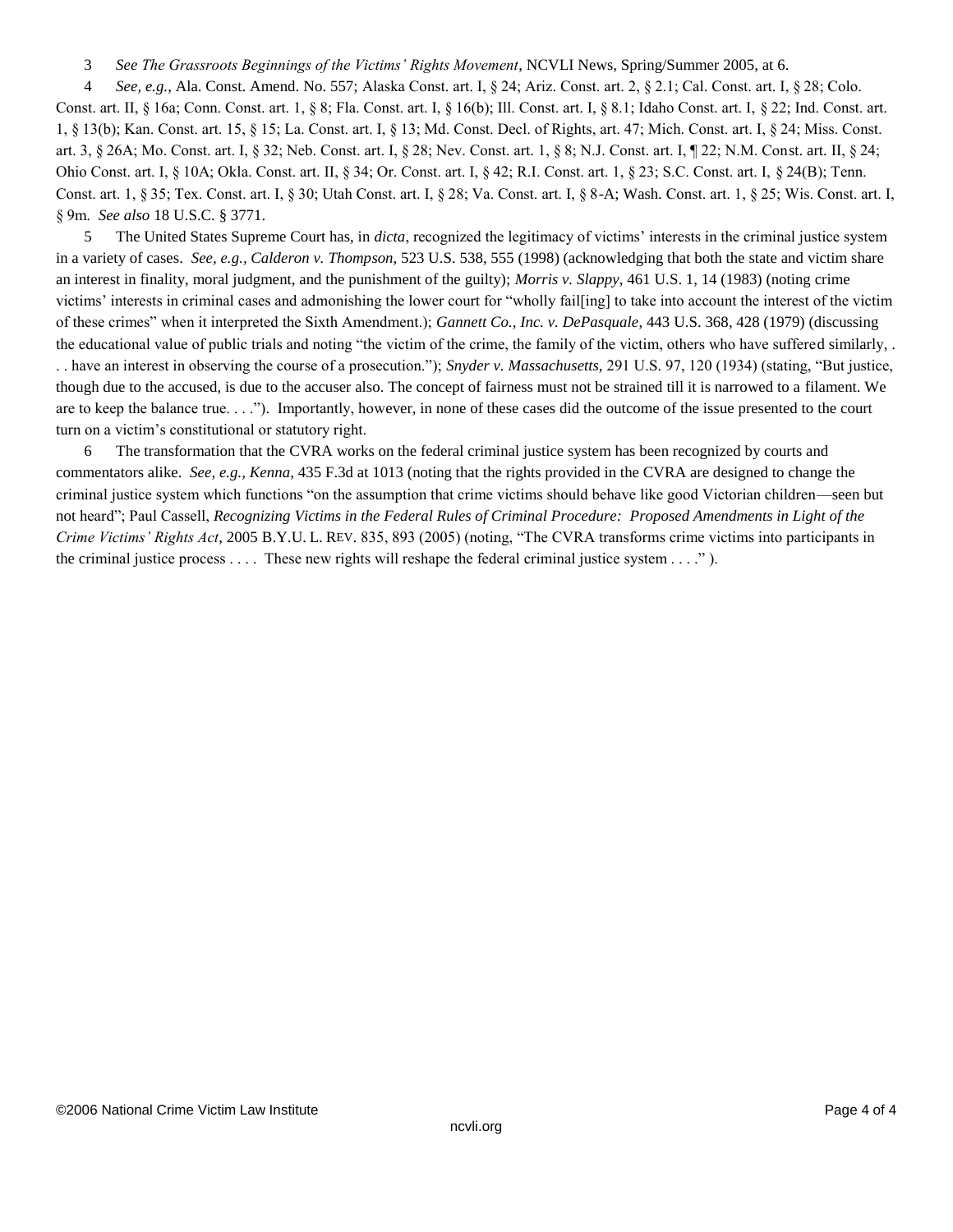3 *See The Grassroots Beginnings of the Victims' Rights Movement*, NCVLI News, Spring/Summer 2005, at 6.

4 *See, e.g.*, Ala. Const. Amend. No. 557; Alaska Const. art. I, § 24; Ariz. Const. art. 2, § 2.1; Cal. Const. art. I, § 28; Colo. Const. art. II, § 16a; Conn. Const. art. 1, § 8; Fla. Const. art. I, § 16(b); Ill. Const. art. I, § 8.1; Idaho Const. art. I, § 22; Ind. Const. art. 1, § 13(b); Kan. Const. art. 15, § 15; La. Const. art. I, § 13; Md. Const. Decl. of Rights, art. 47; Mich. Const. art. I, § 24; Miss. Const. art. 3, § 26A; Mo. Const. art. I, § 32; Neb. Const. art. I, § 28; Nev. Const. art. 1, § 8; N.J. Const. art. I, ¶ 22; N.M. Const. art. II, § 24; Ohio Const. art. I, § 10A; Okla. Const. art. II, § 34; Or. Const. art. I, § 42; R.I. Const. art. 1, § 23; S.C. Const. art. I, § 24(B); Tenn. Const. art. 1, § 35; Tex. Const. art. I, § 30; Utah Const. art. I, § 28; Va. Const. art. I, § 8-A; Wash. Const. art. 1, § 25; Wis. Const. art. I, § 9m. *See also* 18 U.S.C. § 3771.

5 The United States Supreme Court has, in *dicta*, recognized the legitimacy of victims' interests in the criminal justice system in a variety of cases. *See, e.g., Calderon v. Thompson,* 523 U.S. 538, 555 (1998) (acknowledging that both the state and victim share an interest in finality, moral judgment, and the punishment of the guilty); *Morris v. Slappy*, 461 U.S. 1, 14 (1983) (noting crime victims' interests in criminal cases and admonishing the lower court for "wholly fail[ing] to take into account the interest of the victim of these crimes" when it interpreted the Sixth Amendment.); *Gannett Co., Inc. v. DePasquale*, 443 U.S. 368, 428 (1979) (discussing the educational value of public trials and noting "the victim of the crime, the family of the victim, others who have suffered similarly, . . . have an interest in observing the course of a prosecution."); *Snyder v. Massachusetts,* 291 U.S. 97, 120 (1934) (stating, "But justice, though due to the accused, is due to the accuser also. The concept of fairness must not be strained till it is narrowed to a filament. We are to keep the balance true. . . ."). Importantly, however, in none of these cases did the outcome of the issue presented to the court turn on a victim's constitutional or statutory right.

6 The transformation that the CVRA works on the federal criminal justice system has been recognized by courts and commentators alike. *See, e.g., Kenna*, 435 F.3d at 1013 (noting that the rights provided in the CVRA are designed to change the criminal justice system which functions "on the assumption that crime victims should behave like good Victorian children—seen but not heard"; Paul Cassell, *Recognizing Victims in the Federal Rules of Criminal Procedure: Proposed Amendments in Light of the Crime Victims' Rights Act*, 2005 B.Y.U. L. REV. 835, 893 (2005) (noting, "The CVRA transforms crime victims into participants in the criminal justice process . . . . These new rights will reshape the federal criminal justice system . . . ." ).